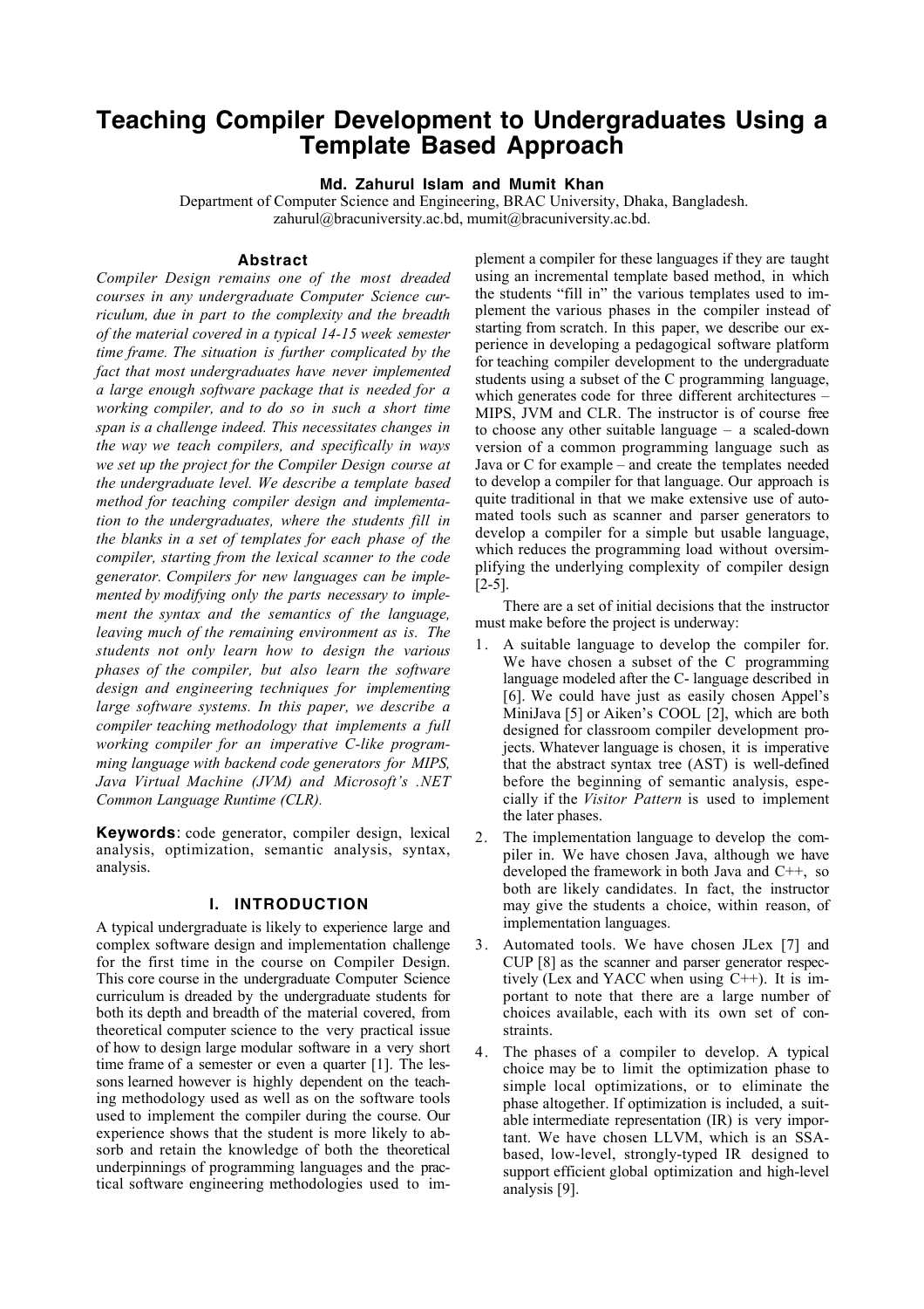# Teaching Compiler Development to Undergraduates Using a Template Based Approach

**Md. Zahurul Islam and Mumit Khan**

Department of Computer Science and Engineering, BRAC University, Dhaka, Bangladesh.
zahurul@bracuniversity.ac.bd, mumit@bracuniversity.ac.bd.

## Abstract

*Compiler Design remains one of the most dreaded courses in any undergraduate Computer Science curriculum, due in part to the complexity and the breadth of the material covered in a typical 14-15 week semester time frame. The situation is further complicated by the fact that most undergraduates have never implemented a large enough software package that is needed for a working compiler, and to do so in such a short time span is a challenge indeed. This necessitates changes in the way we teach compilers, and specifically in ways we set up the project for the Compiler Design course at the undergraduate level. We describe a template based method for teaching compiler design and implementation to the undergraduates, where the students fill in the blanks in a set of templates for each phase of the compiler, starting from the lexical scanner to the code generator. Compilers for new languages can be implemented by modifying only the parts necessary to implement the syntax and the semantics of the language, leaving much of the remaining environment as is. The students not only learn how to design the various phases of the compiler, but also learn the software design and engineering techniques for implementing large software systems. In this paper, we describe a compiler teaching methodology that implements a full working compiler for an imperative C-like programming language with backend code generators for MIPS, Java Virtual Machine (JVM) and Microsoft's .NET Common Language Runtime (CLR).*

**Keywords**: code generator, compiler design, lexical analysis, optimization, semantic analysis, syntax, analysis.

## I. INTRODUCTION

A typical undergraduate is likely to experience large and complex software design and implementation challenge for the first time in the course on Compiler Design. This core course in the undergraduate Computer Science curriculum is dreaded by the undergraduate students for both its depth and breadth of the material covered, from theoretical computer science to the very practical issue of how to design large modular software in a very short time frame of a semester or even a quarter [1]. The lessons learned however is highly dependent on the teaching methodology used as well as on the software tools used to implement the compiler during the course. Our experience shows that the student is more likely to absorb and retain the knowledge of both the theoretical underpinnings of programming languages and the practical software engineering methodologies used to implement a compiler for these languages if they are taught using an incremental template based method, in which the students "fill in" the various templates used to implement the various phases in the compiler instead of starting from scratch. In this paper, we describe our experience in developing a pedagogical software platform for teaching compiler development to the undergraduate students using a subset of the C programming language, which generates code for three different architectures – MIPS, JVM and CLR. The instructor is of course free to choose any other suitable language – a scaled-down version of a common programming language such as Java or C for example – and create the templates needed to develop a compiler for that language. Our approach is quite traditional in that we make extensive use of automated tools such as scanner and parser generators to develop a compiler for a simple but usable language, which reduces the programming load without oversimplifying the underlying complexity of compiler design [2-5].

There are a set of initial decisions that the instructor must make before the project is underway:

1. A suitable language to develop the compiler for. We have chosen a subset of the C programming language modeled after the C- language described in [6]. We could have just as easily chosen Appel's MiniJava [5] or Aiken's COOL [2], which are both designed for classroom compiler development projects. Whatever language is chosen, it is imperative that the abstract syntax tree (AST) is well-defined before the beginning of semantic analysis, especially if the *Visitor Pattern* is used to implement the later phases.
2. The implementation language to develop the compiler in. We have chosen Java, although we have developed the framework in both Java and C++, so both are likely candidates. In fact, the instructor may give the students a choice, within reason, of implementation languages.
3. Automated tools. We have chosen JLex [7] and CUP [8] as the scanner and parser generator respectively (Lex and YACC when using C++). It is important to note that there are a large number of choices available, each with its own set of constraints.
4. The phases of a compiler to develop. A typical choice may be to limit the optimization phase to simple local optimizations, or to eliminate the phase altogether. If optimization is included, a suitable intermediate representation (IR) is very important. We have chosen LLVM, which is an SSA-based, low-level, strongly-typed IR designed to support efficient global optimization and high-level analysis [9].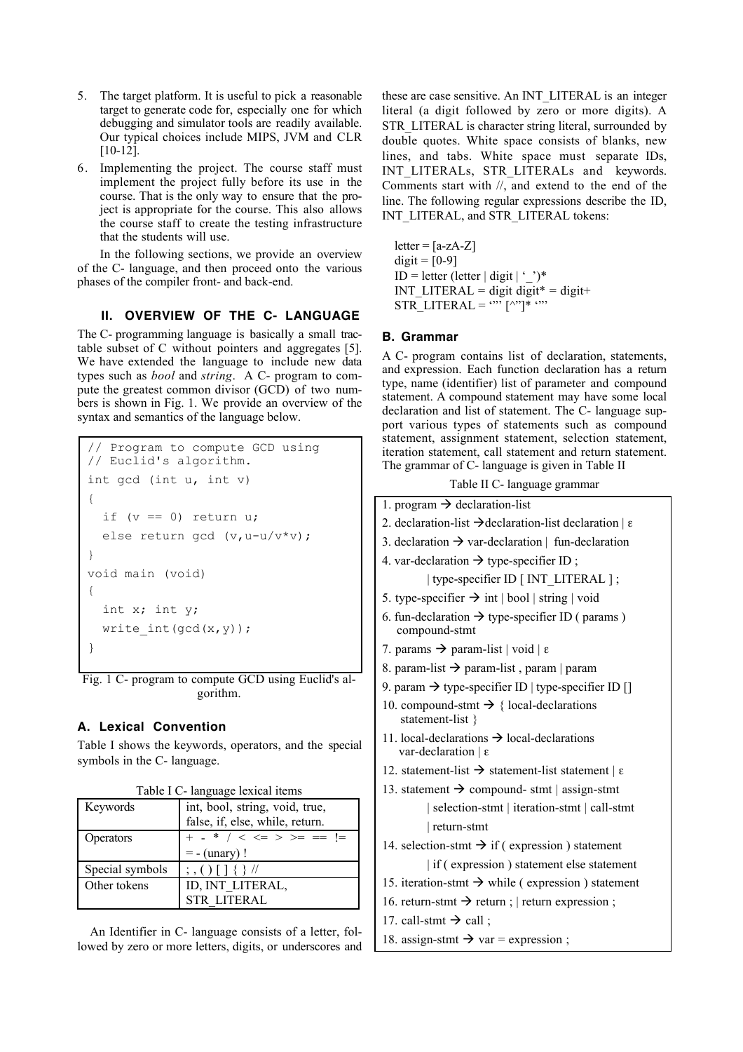5. The target platform. It is useful to pick a reasonable target to generate code for, especially one for which debugging and simulator tools are readily available. Our typical choices include MIPS, JVM and CLR [10-12].
6. Implementing the project. The course staff must implement the project fully before its use in the course. That is the only way to ensure that the project is appropriate for the course. This also allows the course staff to create the testing infrastructure that the students will use.

In the following sections, we provide an overview of the C- language, and then proceed onto the various phases of the compiler front- and back-end.

## II. OVERVIEW OF THE C- LANGUAGE

The C- programming language is basically a small tractable subset of C without pointers and aggregates [5]. We have extended the language to include new data types such as *bool* and *string*. A C- program to compute the greatest common divisor (GCD) of two numbers is shown in Fig. 1. We provide an overview of the syntax and semantics of the language below.

```
// Program to compute GCD using
// Euclid's algorithm.
int gcd (int u, int v)
{
  if (v == 0) return u;
  else return gcd (v,u-u/v*v);
}
void main (void)
{
  int x; int y;
  write_int(gcd(x,y));
}
```

Fig. 1 C- program to compute GCD using Euclid's algorithm.

### A. Lexical Convention

Table I shows the keywords, operators, and the special symbols in the C- language.

Table I C- language lexical items

| Keywords | int, bool, string, void, true, false, if, else, while, return. |
|---|---|
| Operators | + - * / < <= > >= == != = - (unary) ! |
| Special symbols | ; , ( ) [ ] { } // |
| Other tokens | ID, INT_LITERAL, STR_LITERAL |

An Identifier in C- language consists of a letter, followed by zero or more letters, digits, or underscores and these are case sensitive. An INT_LITERAL is an integer literal (a digit followed by zero or more digits). A STR_LITERAL is character string literal, surrounded by double quotes. White space consists of blanks, new lines, and tabs. White space must separate IDs, INT_LITERALs, STR_LITERALs and keywords. Comments start with //, and extend to the end of the line. The following regular expressions describe the ID, INT_LITERAL, and STR_LITERAL tokens:

letter = [a-zA-Z]
digit = [0-9]
ID = letter (letter | digit | '_')*
INT_LITERAL = digit digit* = digit+
STR_LITERAL = '"' [^"]* '"'

### B. Grammar

A C- program contains list of declaration, statements, and expression. Each function declaration has a return type, name (identifier) list of parameter and compound statement. A compound statement may have some local declaration and list of statement. The C- language support various types of statements such as compound statement, assignment statement, selection statement, iteration statement, call statement and return statement. The grammar of C- language is given in Table II

Table II C- language grammar

| |
|---|
| 1. program → declaration-list |
| 2. declaration-list →declaration-list declaration \| ε |
| 3. declaration → var-declaration \| fun-declaration |
| 4. var-declaration → type-specifier ID ; \| type-specifier ID [ INT_LITERAL ] ; |
| 5. type-specifier → int \| bool \| string \| void |
| 6. fun-declaration → type-specifier ID ( params ) compound-stmt |
| 7. params → param-list \| void \| ε |
| 8. param-list → param-list , param \| param |
| 9. param → type-specifier ID \| type-specifier ID [] |
| 10. compound-stmt → { local-declarations statement-list } |
| 11. local-declarations → local-declarations var-declaration \| ε |
| 12. statement-list → statement-list statement \| ε |
| 13. statement → compound- stmt \| assign-stmt \| selection-stmt \| iteration-stmt \| call-stmt \| return-stmt |
| 14. selection-stmt → if ( expression ) statement \| if ( expression ) statement else statement |
| 15. iteration-stmt → while ( expression ) statement |
| 16. return-stmt → return ; \| return expression ; |
| 17. call-stmt → call ; |
| 18. assign-stmt → var = expression ; |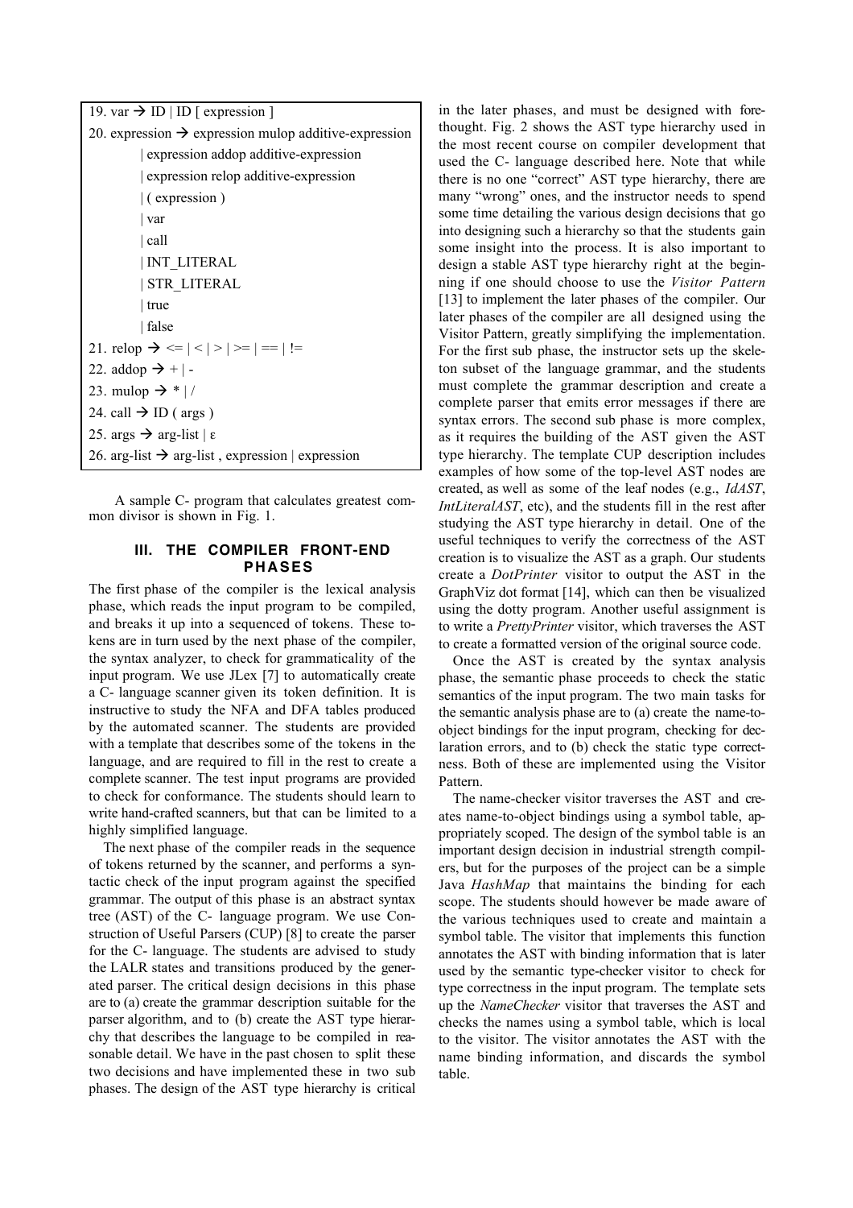```
19. var → ID | ID [ expression ]
20. expression → expression mulop additive-expression
        | expression addop additive-expression
        | expression relop additive-expression
        | ( expression )
        | var
        | call
        | INT_LITERAL
        | STR_LITERAL
        | true
        | false
21. relop → <= | < | > | >= | == | !=
22. addop → + | -
23. mulop → * | /
24. call → ID ( args )
25. args → arg-list | ε
26. arg-list → arg-list , expression | expression
```

A sample C- program that calculates greatest common divisor is shown in Fig. 1.

## III. THE COMPILER FRONT-END PHASES

The first phase of the compiler is the lexical analysis phase, which reads the input program to be compiled, and breaks it up into a sequenced of tokens. These tokens are in turn used by the next phase of the compiler, the syntax analyzer, to check for grammaticality of the input program. We use JLex [7] to automatically create a C- language scanner given its token definition. It is instructive to study the NFA and DFA tables produced by the automated scanner. The students are provided with a template that describes some of the tokens in the language, and are required to fill in the rest to create a complete scanner. The test input programs are provided to check for conformance. The students should learn to write hand-crafted scanners, but that can be limited to a highly simplified language.

The next phase of the compiler reads in the sequence of tokens returned by the scanner, and performs a syntactic check of the input program against the specified grammar. The output of this phase is an abstract syntax tree (AST) of the C- language program. We use Construction of Useful Parsers (CUP) [8] to create the parser for the C- language. The students are advised to study the LALR states and transitions produced by the generated parser. The critical design decisions in this phase are to (a) create the grammar description suitable for the parser algorithm, and to (b) create the AST type hierarchy that describes the language to be compiled in reasonable detail. We have in the past chosen to split these two decisions and have implemented these in two sub phases. The design of the AST type hierarchy is critical in the later phases, and must be designed with forethought. Fig. 2 shows the AST type hierarchy used in the most recent course on compiler development that used the C- language described here. Note that while there is no one "correct" AST type hierarchy, there are many "wrong" ones, and the instructor needs to spend some time detailing the various design decisions that go into designing such a hierarchy so that the students gain some insight into the process. It is also important to design a stable AST type hierarchy right at the beginning if one should choose to use the *Visitor Pattern* [13] to implement the later phases of the compiler. Our later phases of the compiler are all designed using the Visitor Pattern, greatly simplifying the implementation. For the first sub phase, the instructor sets up the skeleton subset of the language grammar, and the students must complete the grammar description and create a complete parser that emits error messages if there are syntax errors. The second sub phase is more complex, as it requires the building of the AST given the AST type hierarchy. The template CUP description includes examples of how some of the top-level AST nodes are created, as well as some of the leaf nodes (e.g., *IdAST*, *IntLiteralAST*, etc), and the students fill in the rest after studying the AST type hierarchy in detail. One of the useful techniques to verify the correctness of the AST creation is to visualize the AST as a graph. Our students create a *DotPrinter* visitor to output the AST in the GraphViz dot format [14], which can then be visualized using the dotty program. Another useful assignment is to write a *PrettyPrinter* visitor, which traverses the AST to create a formatted version of the original source code.

Once the AST is created by the syntax analysis phase, the semantic phase proceeds to check the static semantics of the input program. The two main tasks for the semantic analysis phase are to (a) create the name-to-object bindings for the input program, checking for declaration errors, and to (b) check the static type correctness. Both of these are implemented using the Visitor Pattern.

The name-checker visitor traverses the AST and creates name-to-object bindings using a symbol table, appropriately scoped. The design of the symbol table is an important design decision in industrial strength compilers, but for the purposes of the project can be a simple Java *HashMap* that maintains the binding for each scope. The students should however be made aware of the various techniques used to create and maintain a symbol table. The visitor that implements this function annotates the AST with binding information that is later used by the semantic type-checker visitor to check for type correctness in the input program. The template sets up the *NameChecker* visitor that traverses the AST and checks the names using a symbol table, which is local to the visitor. The visitor annotates the AST with the name binding information, and discards the symbol table.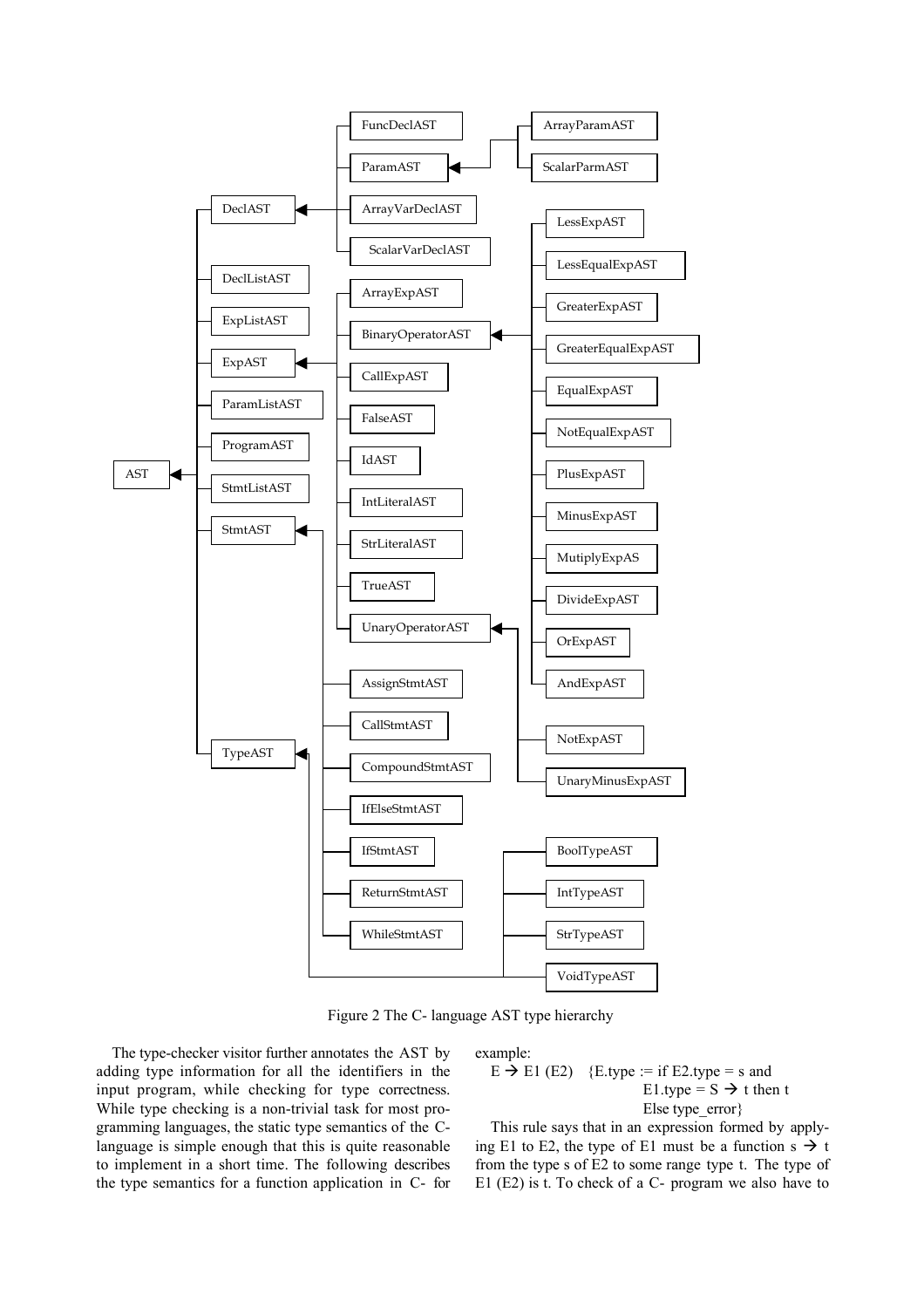- AST
  - DeclAST
    - FuncDeclAST
    - ParamAST
      - ArrayParamAST
      - ScalarParmAST
    - ArrayVarDeclAST
    - ScalarVarDeclAST
  - DeclListAST
  - ExpListAST
  - ExpAST
    - ArrayExpAST
    - BinaryOperatorAST
      - LessExpAST
      - LessEqualExpAST
      - GreaterExpAST
      - GreaterEqualExpAST
      - EqualExpAST
      - NotEqualExpAST
      - PlusExpAST
      - MinusExpAST
      - MutiplyExpAS
      - DivideExpAST
      - OrExpAST
      - AndExpAST
    - CallExpAST
    - FalseAST
    - IdAST
    - IntLiteralAST
    - StrLiteralAST
    - TrueAST
    - UnaryOperatorAST
      - NotExpAST
      - UnaryMinusExpAST
  - ParamListAST
  - ProgramAST
  - StmtListAST
  - StmtAST
    - AssignStmtAST
    - CallStmtAST
    - CompoundStmtAST
    - IfElseStmtAST
    - IfStmtAST
    - ReturnStmtAST
    - WhileStmtAST
  - TypeAST
    - BoolTypeAST
    - IntTypeAST
    - StrTypeAST
    - VoidTypeAST

Figure 2 The C- language AST type hierarchy

The type-checker visitor further annotates the AST by adding type information for all the identifiers in the input program, while checking for type correctness. While type checking is a non-trivial task for most programming languages, the static type semantics of the C-language is simple enough that this is quite reasonable to implement in a short time. The following describes the type semantics for a function application in C- for example:

$E \rightarrow E1\ (E2)$ {E.type := if E2.type = s and
E1.type = $S \rightarrow t$ then t
Else type_error}

This rule says that in an expression formed by applying E1 to E2, the type of E1 must be a function $s \rightarrow t$ from the type s of E2 to some range type t. The type of E1 (E2) is t. To check of a C- program we also have to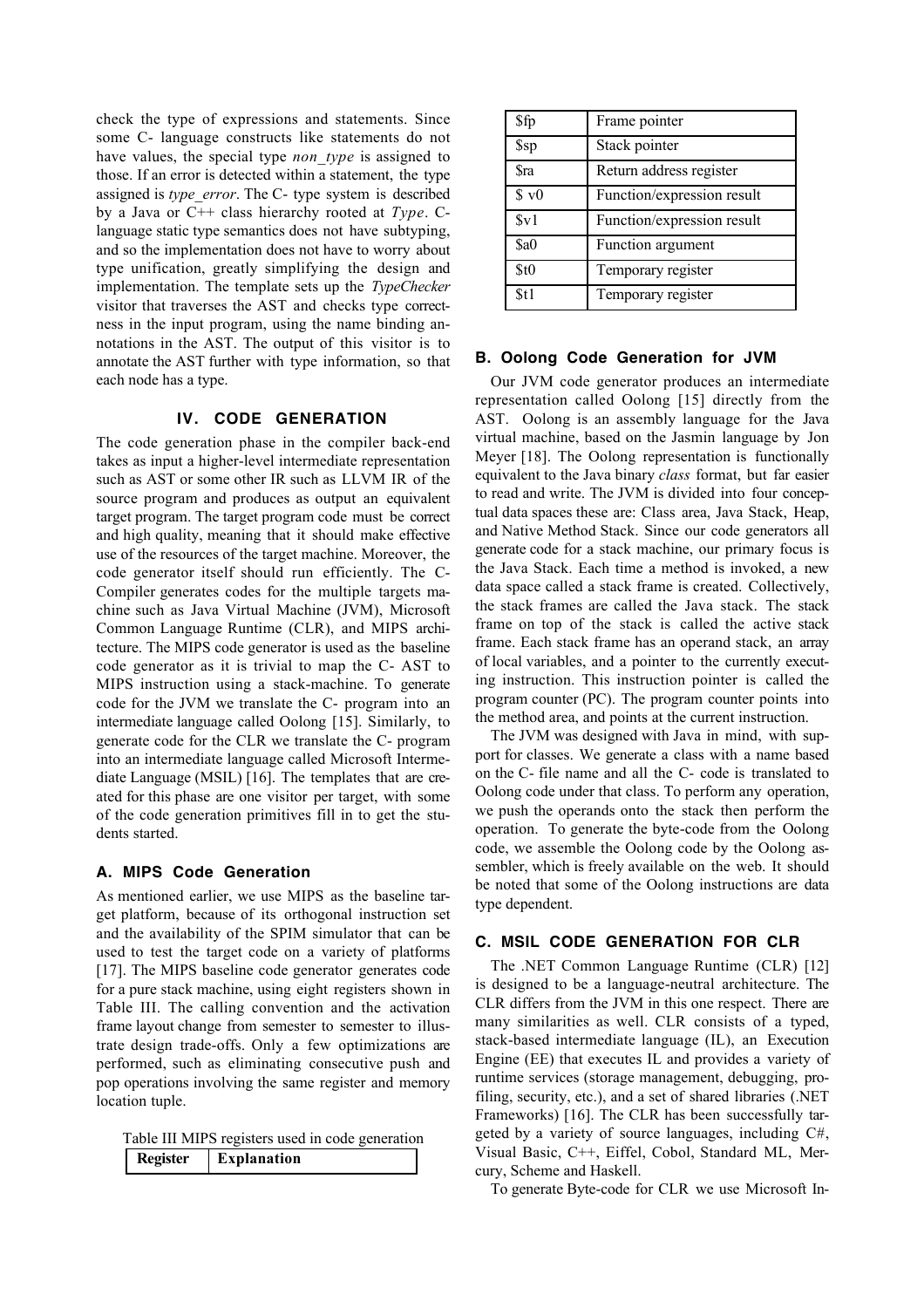check the type of expressions and statements. Since some C- language constructs like statements do not have values, the special type *non_type* is assigned to those. If an error is detected within a statement, the type assigned is *type_error*. The C- type system is described by a Java or C++ class hierarchy rooted at *Type*. C- language static type semantics does not have subtyping, and so the implementation does not have to worry about type unification, greatly simplifying the design and implementation. The template sets up the *TypeChecker* visitor that traverses the AST and checks type correctness in the input program, using the name binding annotations in the AST. The output of this visitor is to annotate the AST further with type information, so that each node has a type.

## IV. CODE GENERATION

The code generation phase in the compiler back-end takes as input a higher-level intermediate representation such as AST or some other IR such as LLVM IR of the source program and produces as output an equivalent target program. The target program code must be correct and high quality, meaning that it should make effective use of the resources of the target machine. Moreover, the code generator itself should run efficiently. The C- Compiler generates codes for the multiple targets machine such as Java Virtual Machine (JVM), Microsoft Common Language Runtime (CLR), and MIPS architecture. The MIPS code generator is used as the baseline code generator as it is trivial to map the C- AST to MIPS instruction using a stack-machine. To generate code for the JVM we translate the C- program into an intermediate language called Oolong [15]. Similarly, to generate code for the CLR we translate the C- program into an intermediate language called Microsoft Intermediate Language (MSIL) [16]. The templates that are created for this phase are one visitor per target, with some of the code generation primitives fill in to get the students started.

### A. MIPS Code Generation

As mentioned earlier, we use MIPS as the baseline target platform, because of its orthogonal instruction set and the availability of the SPIM simulator that can be used to test the target code on a variety of platforms [17]. The MIPS baseline code generator generates code for a pure stack machine, using eight registers shown in Table III. The calling convention and the activation frame layout change from semester to semester to illustrate design trade-offs. Only a few optimizations are performed, such as eliminating consecutive push and pop operations involving the same register and memory location tuple.

Table III MIPS registers used in code generation

| Register | Explanation |
|---|---|
| $fp | Frame pointer |
| $sp | Stack pointer |
| $ra | Return address register |
| $ v0 | Function/expression result |
| $v1 | Function/expression result |
| $a0 | Function argument |
| $t0 | Temporary register |
| $t1 | Temporary register |

### B. Oolong Code Generation for JVM

Our JVM code generator produces an intermediate representation called Oolong [15] directly from the AST. Oolong is an assembly language for the Java virtual machine, based on the Jasmin language by Jon Meyer [18]. The Oolong representation is functionally equivalent to the Java binary *class* format, but far easier to read and write. The JVM is divided into four conceptual data spaces these are: Class area, Java Stack, Heap, and Native Method Stack. Since our code generators all generate code for a stack machine, our primary focus is the Java Stack. Each time a method is invoked, a new data space called a stack frame is created. Collectively, the stack frames are called the Java stack. The stack frame on top of the stack is called the active stack frame. Each stack frame has an operand stack, an array of local variables, and a pointer to the currently executing instruction. This instruction pointer is called the program counter (PC). The program counter points into the method area, and points at the current instruction.

The JVM was designed with Java in mind, with support for classes. We generate a class with a name based on the C- file name and all the C- code is translated to Oolong code under that class. To perform any operation, we push the operands onto the stack then perform the operation. To generate the byte-code from the Oolong code, we assemble the Oolong code by the Oolong assembler, which is freely available on the web. It should be noted that some of the Oolong instructions are data type dependent.

### C. MSIL CODE GENERATION FOR CLR

The .NET Common Language Runtime (CLR) [12] is designed to be a language-neutral architecture. The CLR differs from the JVM in this one respect. There are many similarities as well. CLR consists of a typed, stack-based intermediate language (IL), an Execution Engine (EE) that executes IL and provides a variety of runtime services (storage management, debugging, profiling, security, etc.), and a set of shared libraries (.NET Frameworks) [16]. The CLR has been successfully targeted by a variety of source languages, including C#, Visual Basic, C++, Eiffel, Cobol, Standard ML, Mercury, Scheme and Haskell.

To generate Byte-code for CLR we use Microsoft In-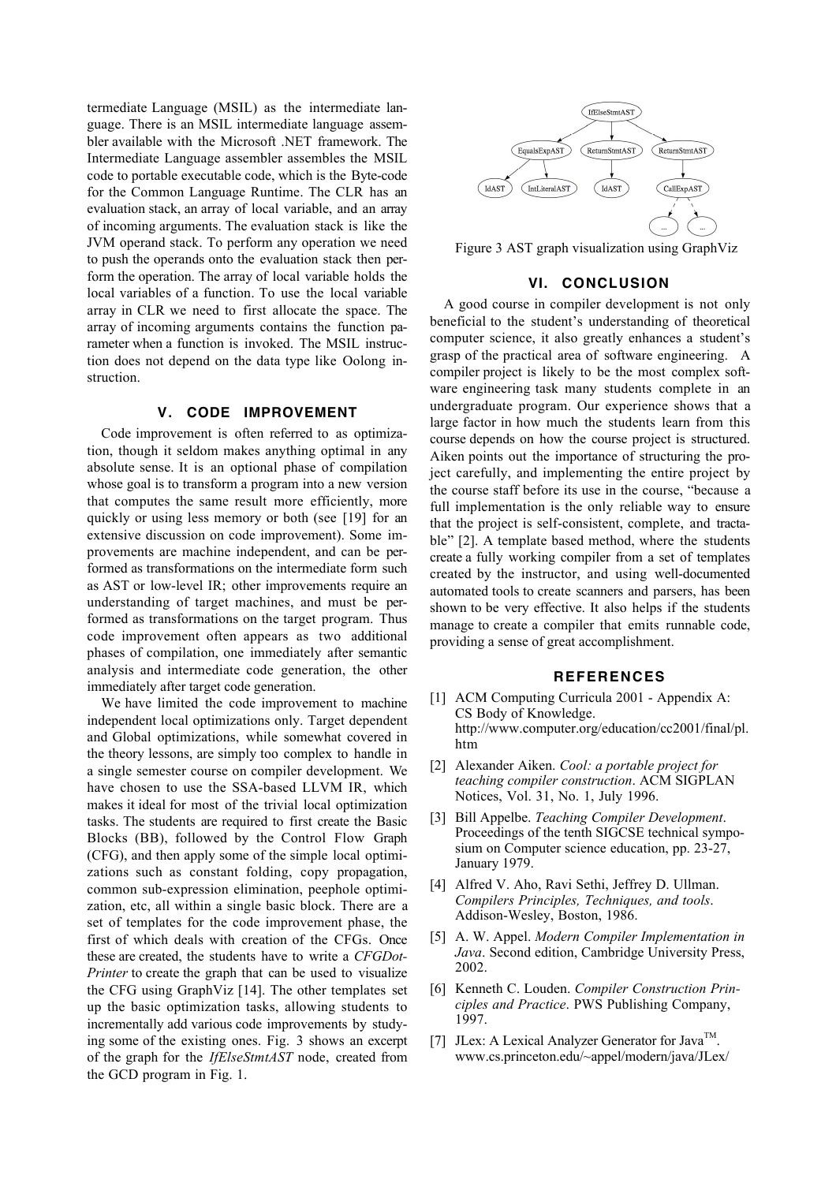termediate Language (MSIL) as the intermediate language. There is an MSIL intermediate language assembler available with the Microsoft .NET framework. The Intermediate Language assembler assembles the MSIL code to portable executable code, which is the Byte-code for the Common Language Runtime. The CLR has an evaluation stack, an array of local variable, and an array of incoming arguments. The evaluation stack is like the JVM operand stack. To perform any operation we need to push the operands onto the evaluation stack then perform the operation. The array of local variable holds the local variables of a function. To use the local variable array in CLR we need to first allocate the space. The array of incoming arguments contains the function parameter when a function is invoked. The MSIL instruction does not depend on the data type like Oolong instruction.

## V. CODE IMPROVEMENT

Code improvement is often referred to as optimization, though it seldom makes anything optimal in any absolute sense. It is an optional phase of compilation whose goal is to transform a program into a new version that computes the same result more efficiently, more quickly or using less memory or both (see [19] for an extensive discussion on code improvement). Some improvements are machine independent, and can be performed as transformations on the intermediate form such as AST or low-level IR; other improvements require an understanding of target machines, and must be performed as transformations on the target program. Thus code improvement often appears as two additional phases of compilation, one immediately after semantic analysis and intermediate code generation, the other immediately after target code generation.

We have limited the code improvement to machine independent local optimizations only. Target dependent and Global optimizations, while somewhat covered in the theory lessons, are simply too complex to handle in a single semester course on compiler development. We have chosen to use the SSA-based LLVM IR, which makes it ideal for most of the trivial local optimization tasks. The students are required to first create the Basic Blocks (BB), followed by the Control Flow Graph (CFG), and then apply some of the simple local optimizations such as constant folding, copy propagation, common sub-expression elimination, peephole optimization, etc, all within a single basic block. There are a set of templates for the code improvement phase, the first of which deals with creation of the CFGs. Once these are created, the students have to write a *CFGDotPrinter* to create the graph that can be used to visualize the CFG using GraphViz [14]. The other templates set up the basic optimization tasks, allowing students to incrementally add various code improvements by studying some of the existing ones. Fig. 3 shows an excerpt of the graph for the *IfElseStmtAST* node, created from the GCD program in Fig. 1.

Figure 3 AST graph visualization using GraphViz

## VI. CONCLUSION

A good course in compiler development is not only beneficial to the student's understanding of theoretical computer science, it also greatly enhances a student's grasp of the practical area of software engineering. A compiler project is likely to be the most complex software engineering task many students complete in an undergraduate program. Our experience shows that a large factor in how much the students learn from this course depends on how the course project is structured. Aiken points out the importance of structuring the project carefully, and implementing the entire project by the course staff before its use in the course, "because a full implementation is the only reliable way to ensure that the project is self-consistent, complete, and tractable" [2]. A template based method, where the students create a fully working compiler from a set of templates created by the instructor, and using well-documented automated tools to create scanners and parsers, has been shown to be very effective. It also helps if the students manage to create a compiler that emits runnable code, providing a sense of great accomplishment.

## REFERENCES

[1] ACM Computing Curricula 2001 - Appendix A: CS Body of Knowledge. http://www.computer.org/education/cc2001/final/pl.htm

[2] Alexander Aiken. *Cool: a portable project for teaching compiler construction*. ACM SIGPLAN Notices, Vol. 31, No. 1, July 1996.

[3] Bill Appelbe. *Teaching Compiler Development*. Proceedings of the tenth SIGCSE technical symposium on Computer science education, pp. 23-27, January 1979.

[4] Alfred V. Aho, Ravi Sethi, Jeffrey D. Ullman. *Compilers Principles, Techniques, and tools*. Addison-Wesley, Boston, 1986.

[5] A. W. Appel. *Modern Compiler Implementation in Java*. Second edition, Cambridge University Press, 2002.

[6] Kenneth C. Louden. *Compiler Construction Principles and Practice*. PWS Publishing Company, 1997.

[7] JLex: A Lexical Analyzer Generator for Java™. www.cs.princeton.edu/~appel/modern/java/JLex/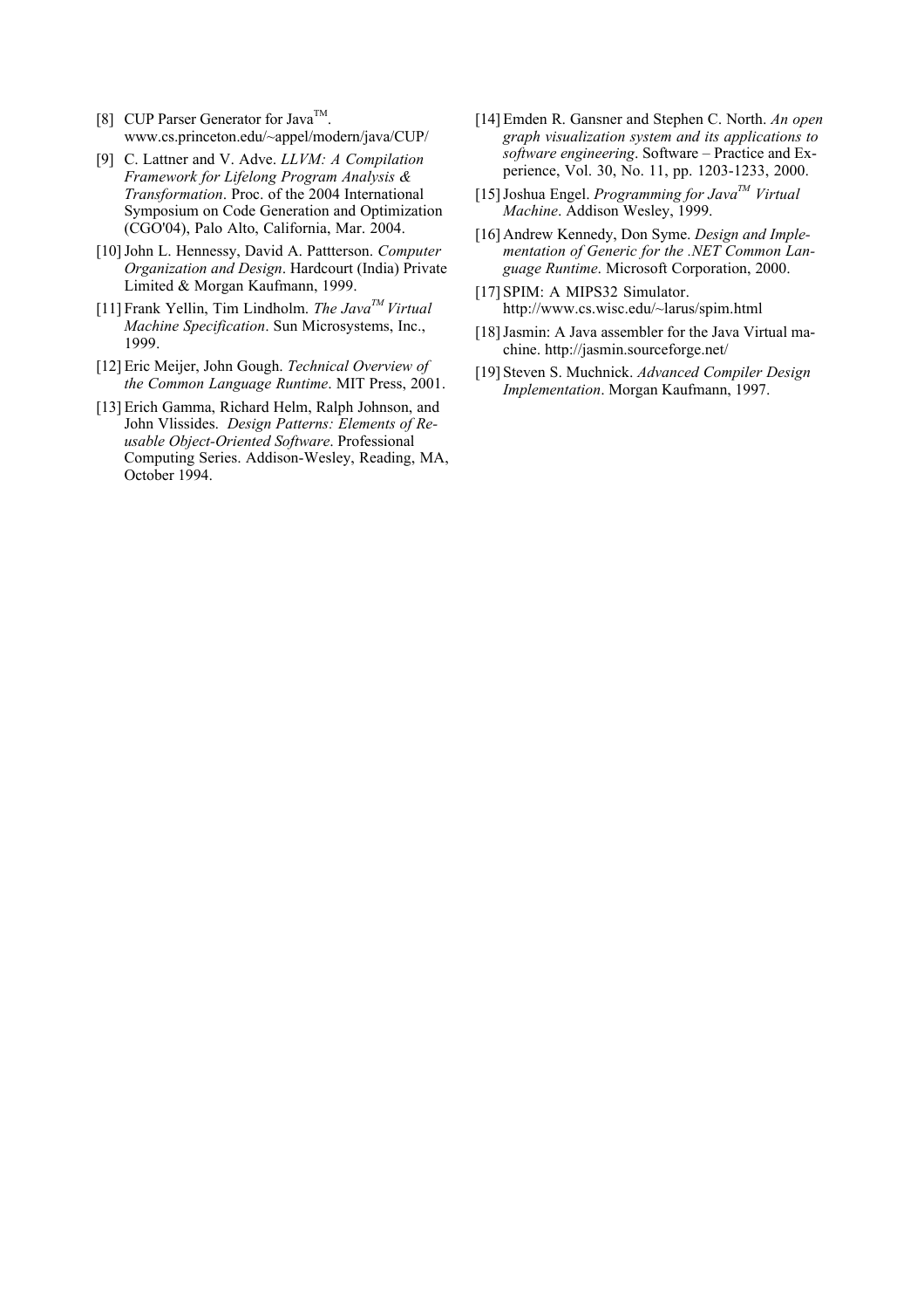[8] CUP Parser Generator for Java™. www.cs.princeton.edu/~appel/modern/java/CUP/

[9] C. Lattner and V. Adve. *LLVM: A Compilation Framework for Lifelong Program Analysis & Transformation*. Proc. of the 2004 International Symposium on Code Generation and Optimization (CGO'04), Palo Alto, California, Mar. 2004.

[10] John L. Hennessy, David A. Pattterson. *Computer Organization and Design*. Hardcourt (India) Private Limited & Morgan Kaufmann, 1999.

[11] Frank Yellin, Tim Lindholm. *The Java™ Virtual Machine Specification*. Sun Microsystems, Inc., 1999.

[12] Eric Meijer, John Gough. *Technical Overview of the Common Language Runtime*. MIT Press, 2001.

[13] Erich Gamma, Richard Helm, Ralph Johnson, and John Vlissides. *Design Patterns: Elements of Reusable Object-Oriented Software*. Professional Computing Series. Addison-Wesley, Reading, MA, October 1994.

[14] Emden R. Gansner and Stephen C. North. *An open graph visualization system and its applications to software engineering*. Software – Practice and Experience, Vol. 30, No. 11, pp. 1203-1233, 2000.

[15] Joshua Engel. *Programming for Java™ Virtual Machine*. Addison Wesley, 1999.

[16] Andrew Kennedy, Don Syme. *Design and Implementation of Generic for the .NET Common Language Runtime*. Microsoft Corporation, 2000.

[17] SPIM: A MIPS32 Simulator. http://www.cs.wisc.edu/~larus/spim.html

[18] Jasmin: A Java assembler for the Java Virtual machine. http://jasmin.sourceforge.net/

[19] Steven S. Muchnick. *Advanced Compiler Design Implementation*. Morgan Kaufmann, 1997.